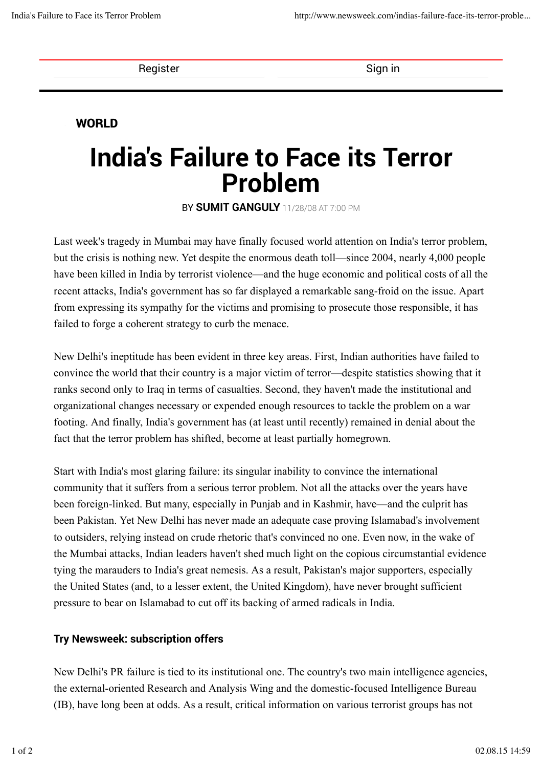Register | Sign in

**WORLD**

# India's Failure to Face its Terror Problem

BY **SUMIT GANGULY** 11/28/08 AT 7:00 PM

Last week's tragedy in Mumbai may have finally focused world attention on India's terror problem, but the crisis is nothing new. Yet despite the enormous death toll—since 2004, nearly 4,000 people have been killed in India by terrorist violence—and the huge economic and political costs of all the recent attacks, India's government has so far displayed a remarkable sang-froid on the issue. Apart from expressing its sympathy for the victims and promising to prosecute those responsible, it has failed to forge a coherent strategy to curb the menace.

New Delhi's ineptitude has been evident in three key areas. First, Indian authorities have failed to convince the world that their country is a major victim of terror—despite statistics showing that it ranks second only to Iraq in terms of casualties. Second, they haven't made the institutional and organizational changes necessary or expended enough resources to tackle the problem on a war footing. And finally, India's government has (at least until recently) remained in denial about the fact that the terror problem has shifted, become at least partially homegrown.

Start with India's most glaring failure: its singular inability to convince the international community that it suffers from a serious terror problem. Not all the attacks over the years have been foreign-linked. But many, especially in Punjab and in Kashmir, have—and the culprit has been Pakistan. Yet New Delhi has never made an adequate case proving Islamabad's involvement to outsiders, relying instead on crude rhetoric that's convinced no one. Even now, in the wake of the Mumbai attacks, Indian leaders haven't shed much light on the copious circumstantial evidence tying the marauders to India's great nemesis. As a result, Pakistan's major supporters, especially the United States (and, to a lesser extent, the United Kingdom), have never brought sufficient pressure to bear on Islamabad to cut off its backing of armed radicals in India.

**Try Newsweek: subscription offers**

New Delhi's PR failure is tied to its institutional one. The country's two main intelligence agencies, the external-oriented Research and Analysis Wing and the domestic-focused Intelligence Bureau (IB), have long been at odds. As a result, critical information on various terrorist groups has not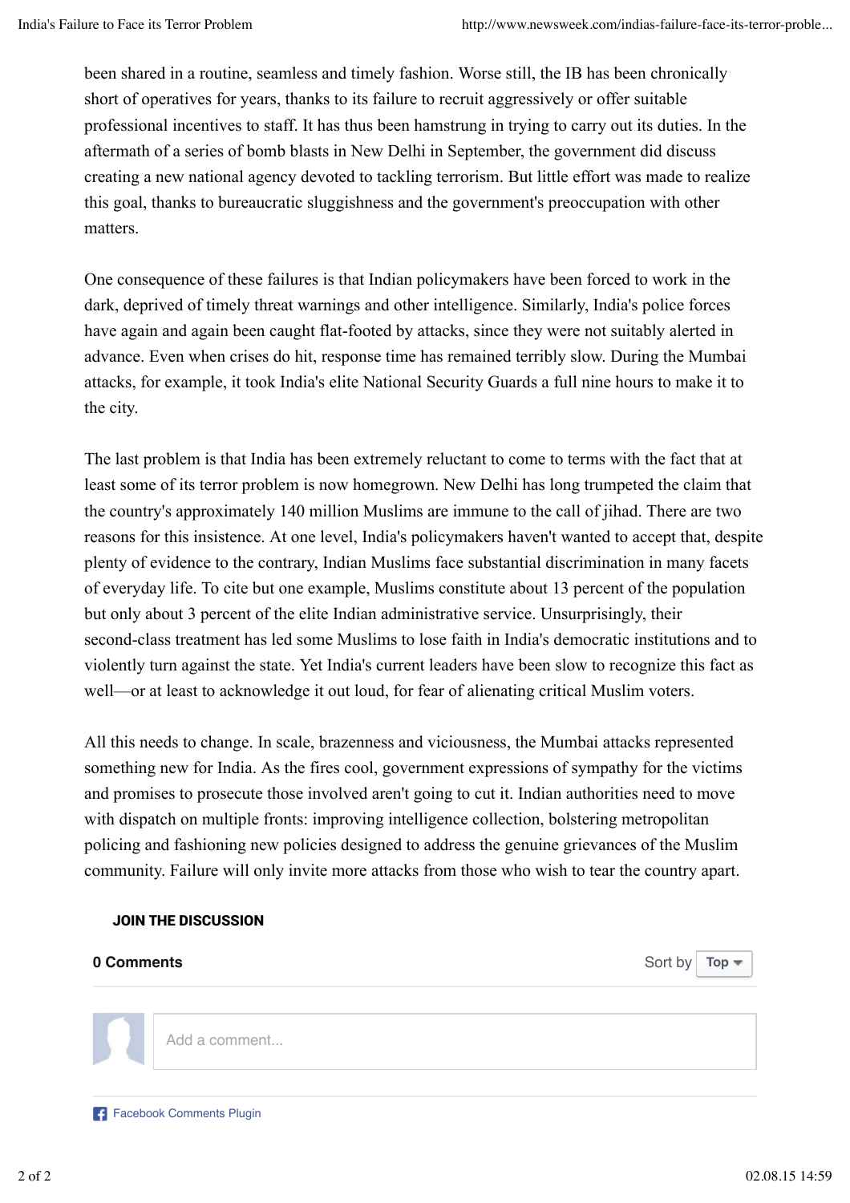been shared in a routine, seamless and timely fashion. Worse still, the IB has been chronically short of operatives for years, thanks to its failure to recruit aggressively or offer suitable professional incentives to staff. It has thus been hamstrung in trying to carry out its duties. In the aftermath of a series of bomb blasts in New Delhi in September, the government did discuss creating a new national agency devoted to tackling terrorism. But little effort was made to realize this goal, thanks to bureaucratic sluggishness and the government's preoccupation with other matters.

One consequence of these failures is that Indian policymakers have been forced to work in the dark, deprived of timely threat warnings and other intelligence. Similarly, India's police forces have again and again been caught flat-footed by attacks, since they were not suitably alerted in advance. Even when crises do hit, response time has remained terribly slow. During the Mumbai attacks, for example, it took India's elite National Security Guards a full nine hours to make it to the city.

The last problem is that India has been extremely reluctant to come to terms with the fact that at least some of its terror problem is now homegrown. New Delhi has long trumpeted the claim that the country's approximately 140 million Muslims are immune to the call of jihad. There are two reasons for this insistence. At one level, India's policymakers haven't wanted to accept that, despite plenty of evidence to the contrary, Indian Muslims face substantial discrimination in many facets of everyday life. To cite but one example, Muslims constitute about 13 percent of the population but only about 3 percent of the elite Indian administrative service. Unsurprisingly, their second-class treatment has led some Muslims to lose faith in India's democratic institutions and to violently turn against the state. Yet India's current leaders have been slow to recognize this fact as well—or at least to acknowledge it out loud, for fear of alienating critical Muslim voters.

All this needs to change. In scale, brazenness and viciousness, the Mumbai attacks represented something new for India. As the fires cool, government expressions of sympathy for the victims and promises to prosecute those involved aren't going to cut it. Indian authorities need to move with dispatch on multiple fronts: improving intelligence collection, bolstering metropolitan policing and fashioning new policies designed to address the genuine grievances of the Muslim community. Failure will only invite more attacks from those who wish to tear the country apart.

**JOIN THE DISCUSSION**

**0 Comments**

Sort by Top

Add a comment...

Facebook Comments Plugin